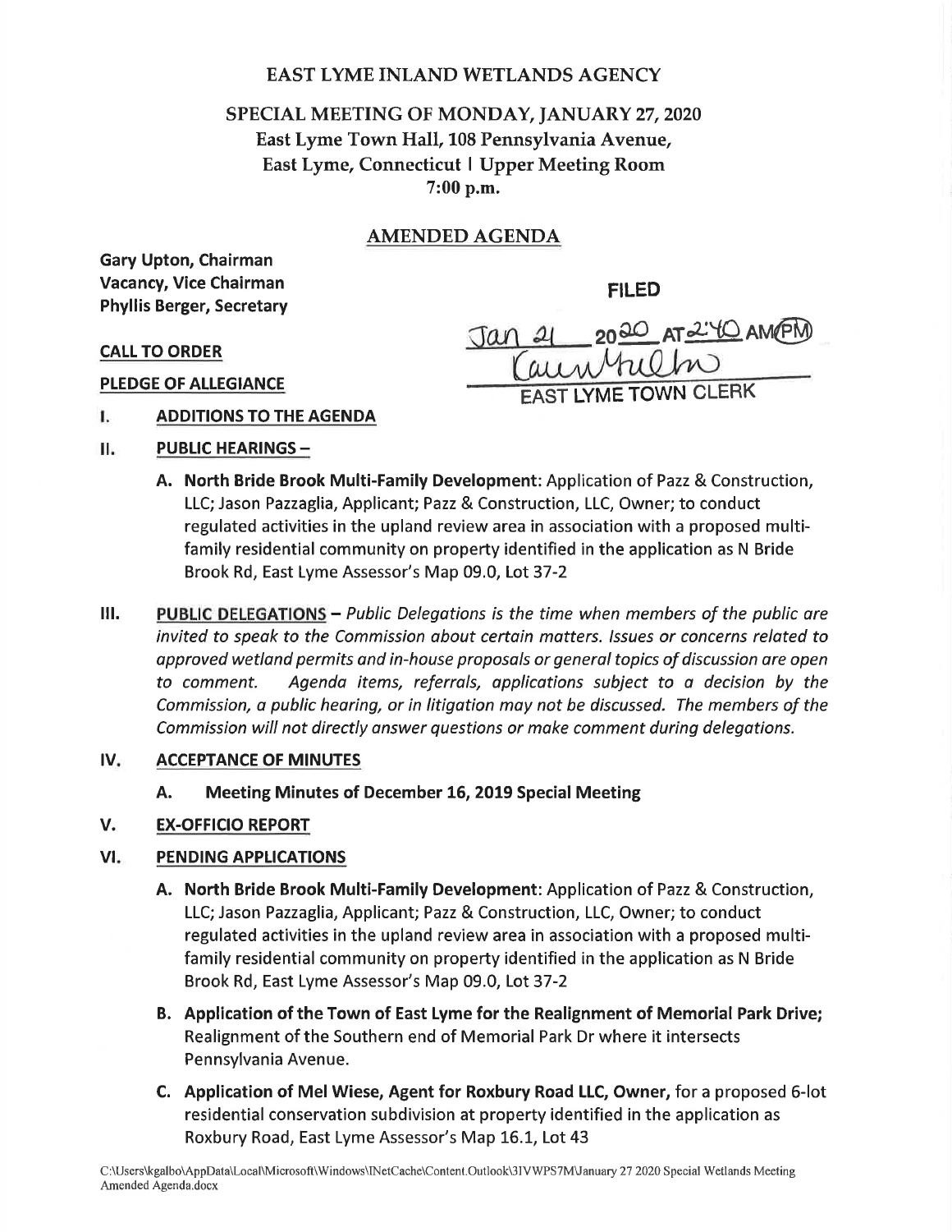# EAST LYME INLAND WETLANDS AGENCY

## SPECIAL MEETING OF MONDAY, JANUARY 27, 2020
## East Lyme Town Hall, 108 Pennsylvania Avenue, East Lyme, Connecticut | Upper Meeting Room
## 7:00 p.m.

## AMENDED AGENDA

**Gary Upton, Chairman**
**Vacancy, Vice Chairman**
**Phyllis Berger, Secretary**

FILED

Jan 21 2020 AT 2:40 AM/PM

EAST LYME TOWN CLERK

**CALL TO ORDER**

**PLEDGE OF ALLEGIANCE**

**I. ADDITIONS TO THE AGENDA**

**II. PUBLIC HEARINGS –**

**A. North Bride Brook Multi-Family Development**: Application of Pazz & Construction, LLC; Jason Pazzaglia, Applicant; Pazz & Construction, LLC, Owner; to conduct regulated activities in the upland review area in association with a proposed multi-family residential community on property identified in the application as N Bride Brook Rd, East Lyme Assessor's Map 09.0, Lot 37-2

**III. PUBLIC DELEGATIONS** – *Public Delegations is the time when members of the public are invited to speak to the Commission about certain matters. Issues or concerns related to approved wetland permits and in-house proposals or general topics of discussion are open to comment. Agenda items, referrals, applications subject to a decision by the Commission, a public hearing, or in litigation may not be discussed. The members of the Commission will not directly answer questions or make comment during delegations.*

**IV. ACCEPTANCE OF MINUTES**

**A. Meeting Minutes of December 16, 2019 Special Meeting**

**V. EX-OFFICIO REPORT**

**VI. PENDING APPLICATIONS**

**A. North Bride Brook Multi-Family Development**: Application of Pazz & Construction, LLC; Jason Pazzaglia, Applicant; Pazz & Construction, LLC, Owner; to conduct regulated activities in the upland review area in association with a proposed multi-family residential community on property identified in the application as N Bride Brook Rd, East Lyme Assessor's Map 09.0, Lot 37-2

**B. Application of the Town of East Lyme for the Realignment of Memorial Park Drive;** Realignment of the Southern end of Memorial Park Dr where it intersects Pennsylvania Avenue.

**C. Application of Mel Wiese, Agent for Roxbury Road LLC, Owner,** for a proposed 6-lot residential conservation subdivision at property identified in the application as Roxbury Road, East Lyme Assessor's Map 16.1, Lot 43

C:\Users\kgalbo\AppData\Local\Microsoft\Windows\INetCache\Content.Outlook\3IVWPS7M\January 27 2020 Special Wetlands Meeting Amended Agenda.docx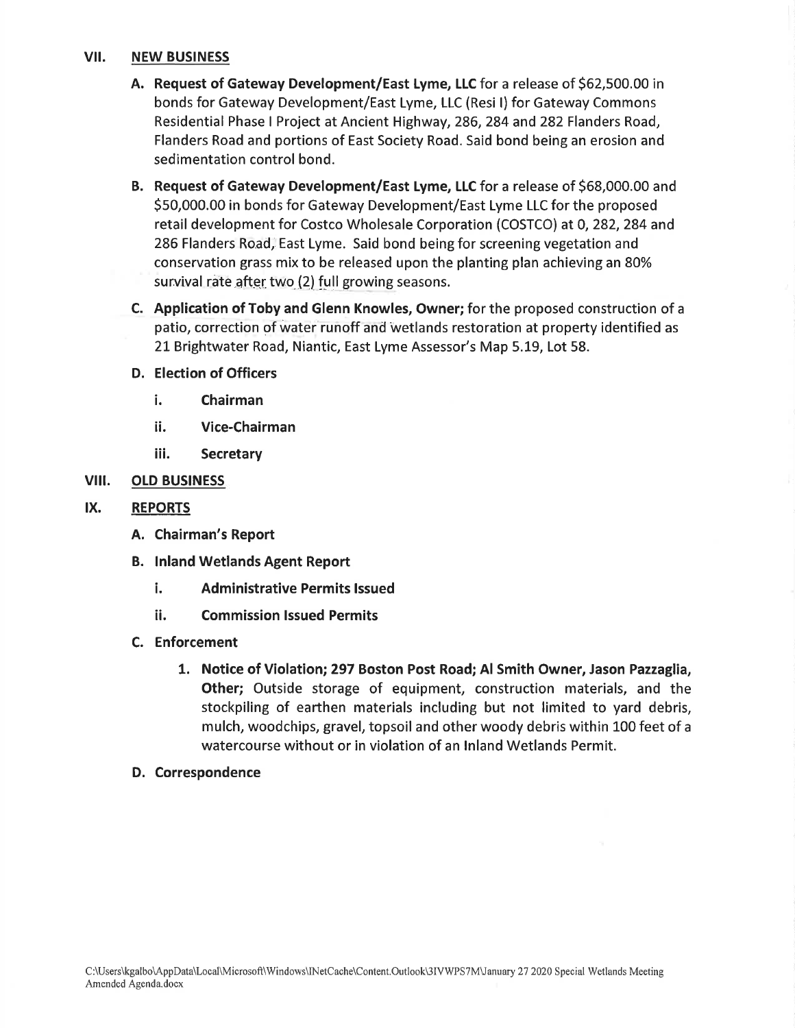## VII. NEW BUSINESS

**A. Request of Gateway Development/East Lyme, LLC** for a release of $62,500.00 in bonds for Gateway Development/East Lyme, LLC (Resi I) for Gateway Commons Residential Phase I Project at Ancient Highway, 286, 284 and 282 Flanders Road, Flanders Road and portions of East Society Road. Said bond being an erosion and sedimentation control bond.

**B. Request of Gateway Development/East Lyme, LLC** for a release of $68,000.00 and $50,000.00 in bonds for Gateway Development/East Lyme LLC for the proposed retail development for Costco Wholesale Corporation (COSTCO) at 0, 282, 284 and 286 Flanders Road, East Lyme. Said bond being for screening vegetation and conservation grass mix to be released upon the planting plan achieving an 80% survival rate after two (2) full growing seasons.

**C. Application of Toby and Glenn Knowles, Owner;** for the proposed construction of a patio, correction of water runoff and wetlands restoration at property identified as 21 Brightwater Road, Niantic, East Lyme Assessor's Map 5.19, Lot 58.

**D. Election of Officers**

- **i. Chairman**
- **ii. Vice-Chairman**
- **iii. Secretary**

## VIII. OLD BUSINESS

## IX. REPORTS

**A. Chairman's Report**

**B. Inland Wetlands Agent Report**

- **i. Administrative Permits Issued**
- **ii. Commission Issued Permits**

**C. Enforcement**

1. **Notice of Violation; 297 Boston Post Road; Al Smith Owner, Jason Pazzaglia, Other;** Outside storage of equipment, construction materials, and the stockpiling of earthen materials including but not limited to yard debris, mulch, woodchips, gravel, topsoil and other woody debris within 100 feet of a watercourse without or in violation of an Inland Wetlands Permit.

**D. Correspondence**

C:\Users\kgalbo\AppData\Local\Microsoft\Windows\INetCache\Content.Outlook\3IVWPS7M\January 27 2020 Special Wetlands Meeting Amended Agenda.docx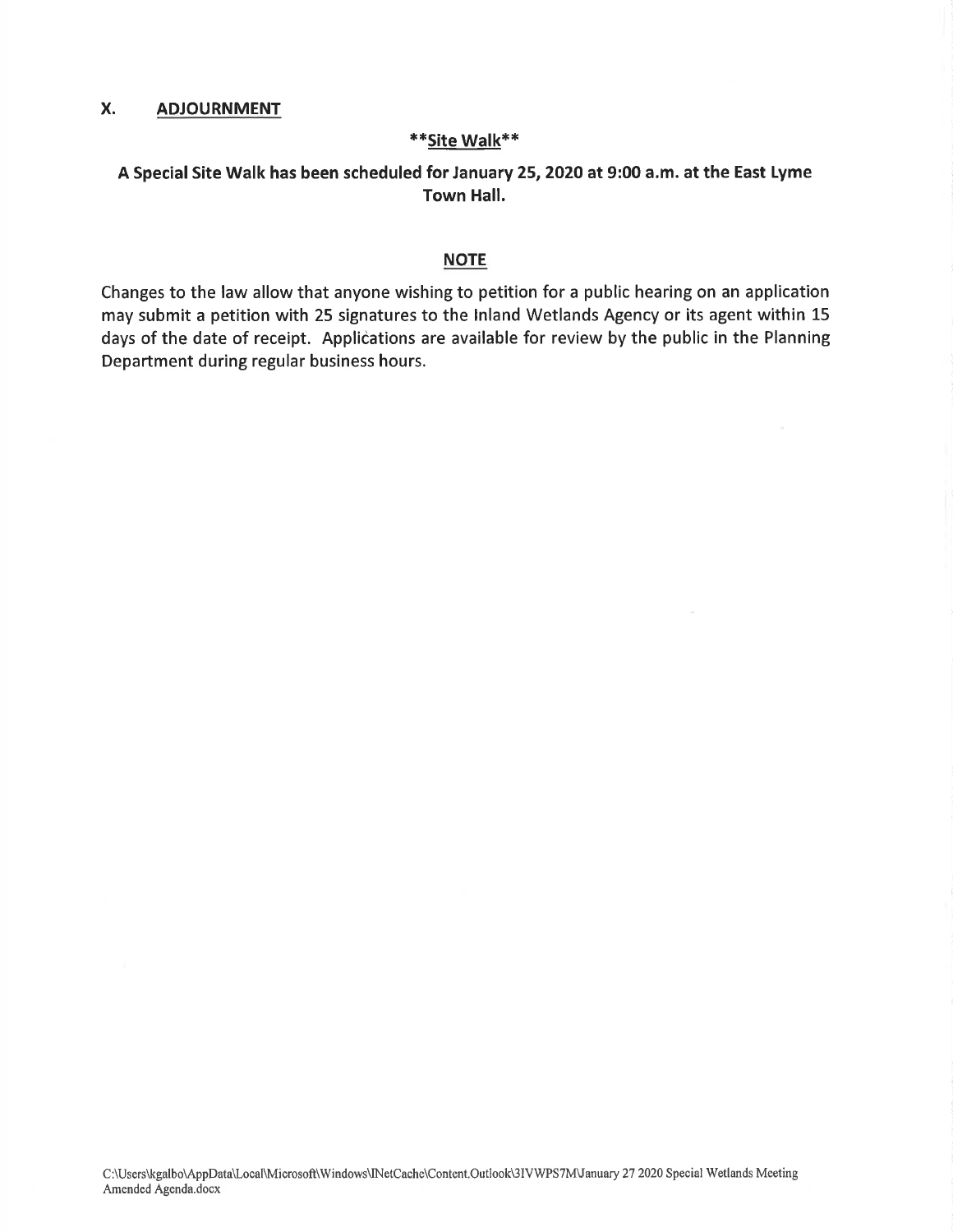## X. ADJOURNMENT

**\*\*Site Walk\*\***

**A Special Site Walk has been scheduled for January 25, 2020 at 9:00 a.m. at the East Lyme Town Hall.**

**NOTE**

Changes to the law allow that anyone wishing to petition for a public hearing on an application may submit a petition with 25 signatures to the Inland Wetlands Agency or its agent within 15 days of the date of receipt. Applications are available for review by the public in the Planning Department during regular business hours.

C:\Users\kgalbo\AppData\Local\Microsoft\Windows\INetCache\Content.Outlook\3IVWPS7M\January 27 2020 Special Wetlands Meeting Amended Agenda.docx